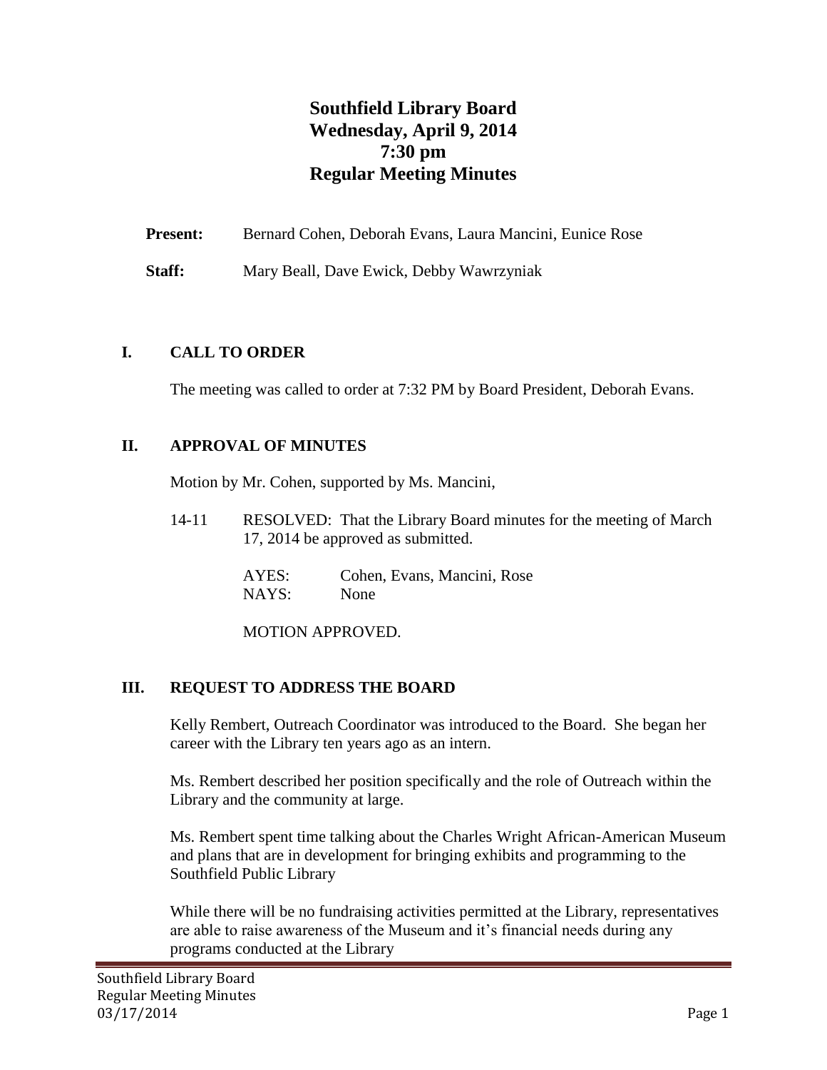# Southfield Library Board
# Wednesday, April 9, 2014
# 7:30 pm
# Regular Meeting Minutes

**Present:** Bernard Cohen, Deborah Evans, Laura Mancini, Eunice Rose

**Staff:** Mary Beall, Dave Ewick, Debby Wawrzyniak

## I. CALL TO ORDER

The meeting was called to order at 7:32 PM by Board President, Deborah Evans.

## II. APPROVAL OF MINUTES

Motion by Mr. Cohen, supported by Ms. Mancini,

14-11 RESOLVED: That the Library Board minutes for the meeting of March 17, 2014 be approved as submitted.

AYES: Cohen, Evans, Mancini, Rose
NAYS: None

MOTION APPROVED.

## III. REQUEST TO ADDRESS THE BOARD

Kelly Rembert, Outreach Coordinator was introduced to the Board. She began her career with the Library ten years ago as an intern.

Ms. Rembert described her position specifically and the role of Outreach within the Library and the community at large.

Ms. Rembert spent time talking about the Charles Wright African-American Museum and plans that are in development for bringing exhibits and programming to the Southfield Public Library

While there will be no fundraising activities permitted at the Library, representatives are able to raise awareness of the Museum and it's financial needs during any programs conducted at the Library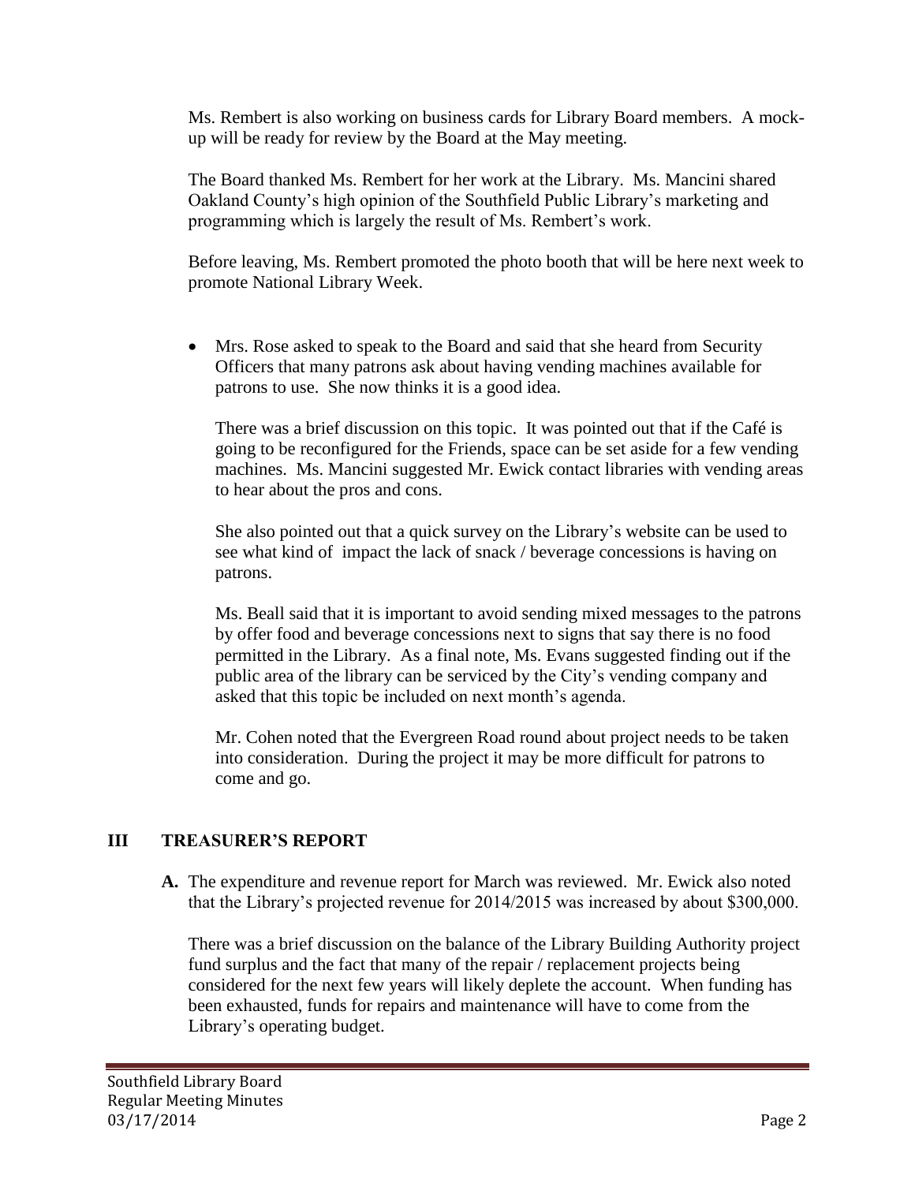Ms. Rembert is also working on business cards for Library Board members. A mock-up will be ready for review by the Board at the May meeting.

The Board thanked Ms. Rembert for her work at the Library. Ms. Mancini shared Oakland County's high opinion of the Southfield Public Library's marketing and programming which is largely the result of Ms. Rembert's work.

Before leaving, Ms. Rembert promoted the photo booth that will be here next week to promote National Library Week.

- Mrs. Rose asked to speak to the Board and said that she heard from Security Officers that many patrons ask about having vending machines available for patrons to use. She now thinks it is a good idea.

  There was a brief discussion on this topic. It was pointed out that if the Café is going to be reconfigured for the Friends, space can be set aside for a few vending machines. Ms. Mancini suggested Mr. Ewick contact libraries with vending areas to hear about the pros and cons.

  She also pointed out that a quick survey on the Library's website can be used to see what kind of impact the lack of snack / beverage concessions is having on patrons.

  Ms. Beall said that it is important to avoid sending mixed messages to the patrons by offer food and beverage concessions next to signs that say there is no food permitted in the Library. As a final note, Ms. Evans suggested finding out if the public area of the library can be serviced by the City's vending company and asked that this topic be included on next month's agenda.

  Mr. Cohen noted that the Evergreen Road round about project needs to be taken into consideration. During the project it may be more difficult for patrons to come and go.

## III TREASURER'S REPORT

**A.** The expenditure and revenue report for March was reviewed. Mr. Ewick also noted that the Library's projected revenue for 2014/2015 was increased by about $300,000.

There was a brief discussion on the balance of the Library Building Authority project fund surplus and the fact that many of the repair / replacement projects being considered for the next few years will likely deplete the account. When funding has been exhausted, funds for repairs and maintenance will have to come from the Library's operating budget.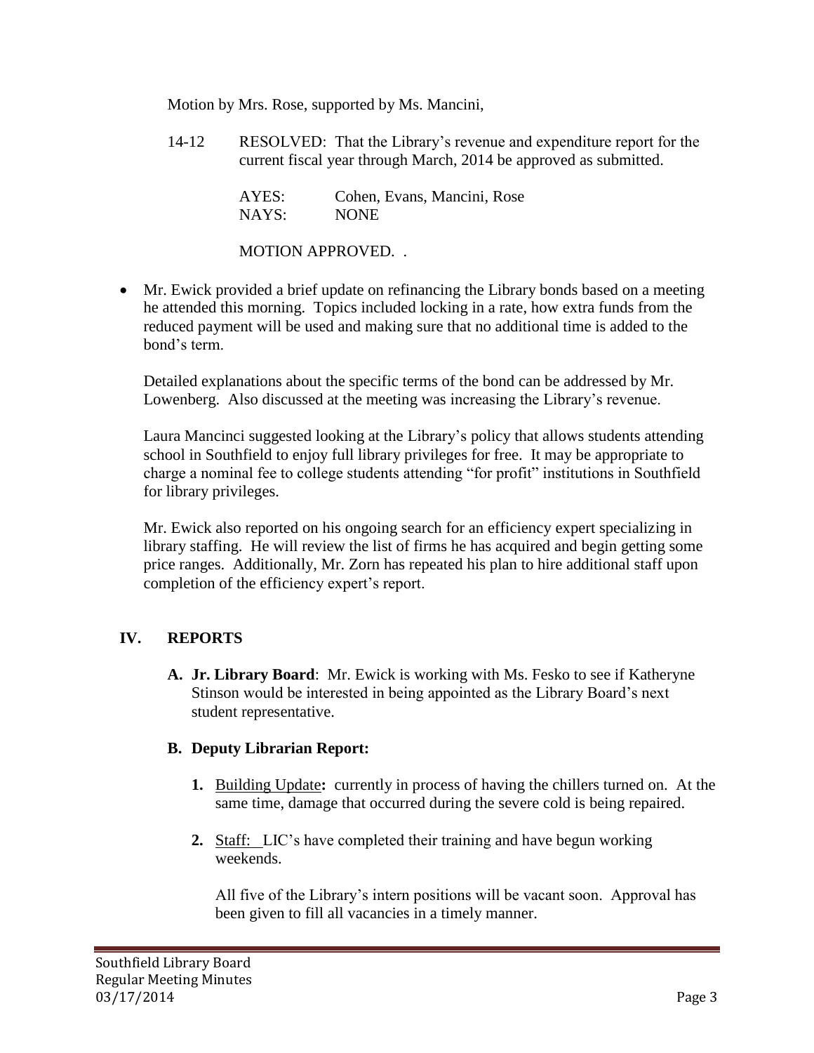Motion by Mrs. Rose, supported by Ms. Mancini,

14-12 RESOLVED: That the Library's revenue and expenditure report for the current fiscal year through March, 2014 be approved as submitted.

AYES: Cohen, Evans, Mancini, Rose
NAYS: NONE

MOTION APPROVED. .

- Mr. Ewick provided a brief update on refinancing the Library bonds based on a meeting he attended this morning. Topics included locking in a rate, how extra funds from the reduced payment will be used and making sure that no additional time is added to the bond's term.

  Detailed explanations about the specific terms of the bond can be addressed by Mr. Lowenberg. Also discussed at the meeting was increasing the Library's revenue.

  Laura Mancinci suggested looking at the Library's policy that allows students attending school in Southfield to enjoy full library privileges for free. It may be appropriate to charge a nominal fee to college students attending "for profit" institutions in Southfield for library privileges.

  Mr. Ewick also reported on his ongoing search for an efficiency expert specializing in library staffing. He will review the list of firms he has acquired and begin getting some price ranges. Additionally, Mr. Zorn has repeated his plan to hire additional staff upon completion of the efficiency expert's report.

## IV. REPORTS

**A. Jr. Library Board**: Mr. Ewick is working with Ms. Fesko to see if Katheryne Stinson would be interested in being appointed as the Library Board's next student representative.

**B. Deputy Librarian Report:**

1. Building Update**:** currently in process of having the chillers turned on. At the same time, damage that occurred during the severe cold is being repaired.

2. Staff: LIC's have completed their training and have begun working weekends.

   All five of the Library's intern positions will be vacant soon. Approval has been given to fill all vacancies in a timely manner.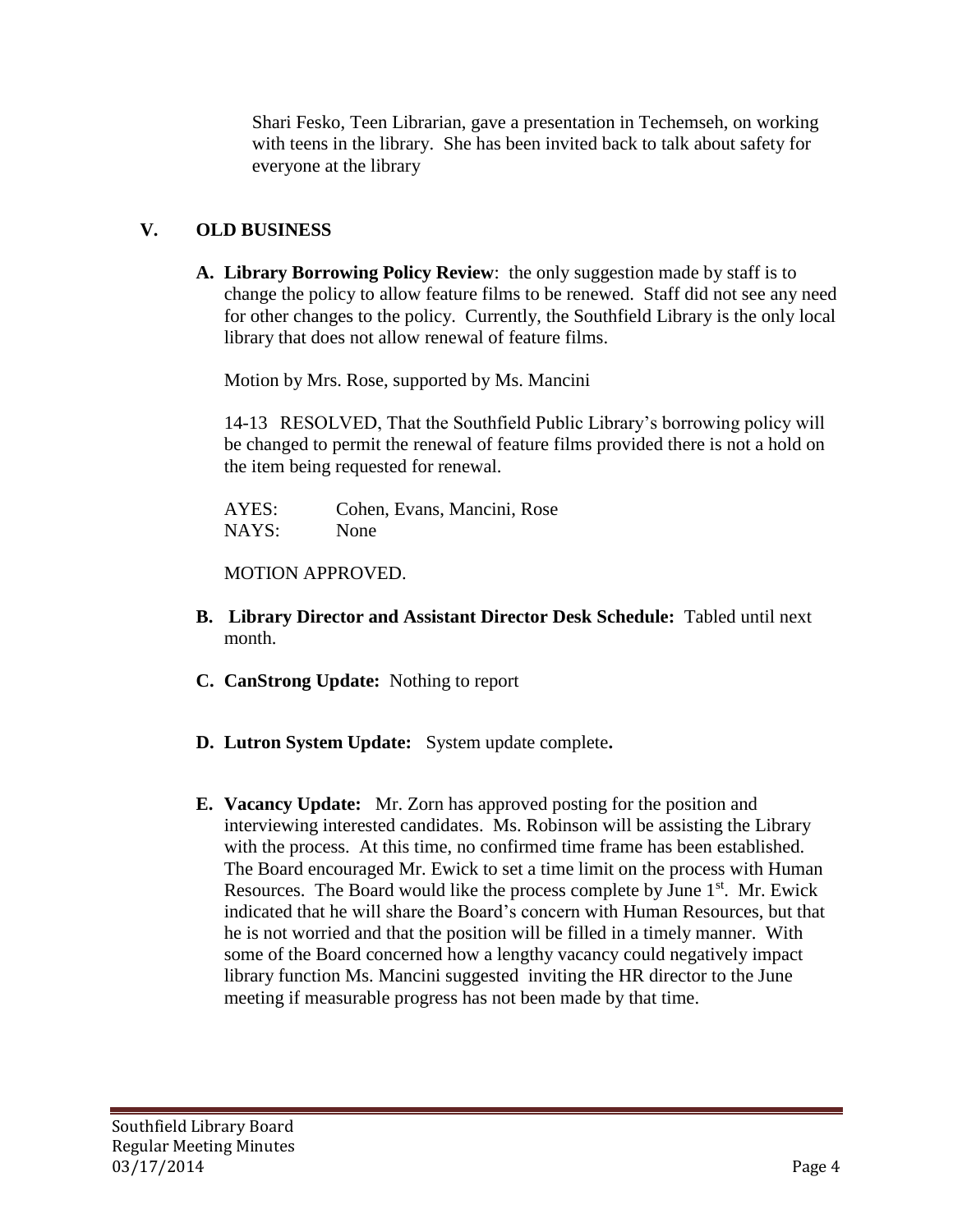Shari Fesko, Teen Librarian, gave a presentation in Techemseh, on working with teens in the library. She has been invited back to talk about safety for everyone at the library

## V. OLD BUSINESS

**A. Library Borrowing Policy Review**: the only suggestion made by staff is to change the policy to allow feature films to be renewed. Staff did not see any need for other changes to the policy. Currently, the Southfield Library is the only local library that does not allow renewal of feature films.

Motion by Mrs. Rose, supported by Ms. Mancini

14-13 RESOLVED, That the Southfield Public Library's borrowing policy will be changed to permit the renewal of feature films provided there is not a hold on the item being requested for renewal.

AYES: Cohen, Evans, Mancini, Rose
NAYS: None

MOTION APPROVED.

**B. Library Director and Assistant Director Desk Schedule:** Tabled until next month.

**C. CanStrong Update:** Nothing to report

**D. Lutron System Update:** System update complete**.**

**E. Vacancy Update:** Mr. Zorn has approved posting for the position and interviewing interested candidates. Ms. Robinson will be assisting the Library with the process. At this time, no confirmed time frame has been established. The Board encouraged Mr. Ewick to set a time limit on the process with Human Resources. The Board would like the process complete by June 1st. Mr. Ewick indicated that he will share the Board's concern with Human Resources, but that he is not worried and that the position will be filled in a timely manner. With some of the Board concerned how a lengthy vacancy could negatively impact library function Ms. Mancini suggested inviting the HR director to the June meeting if measurable progress has not been made by that time.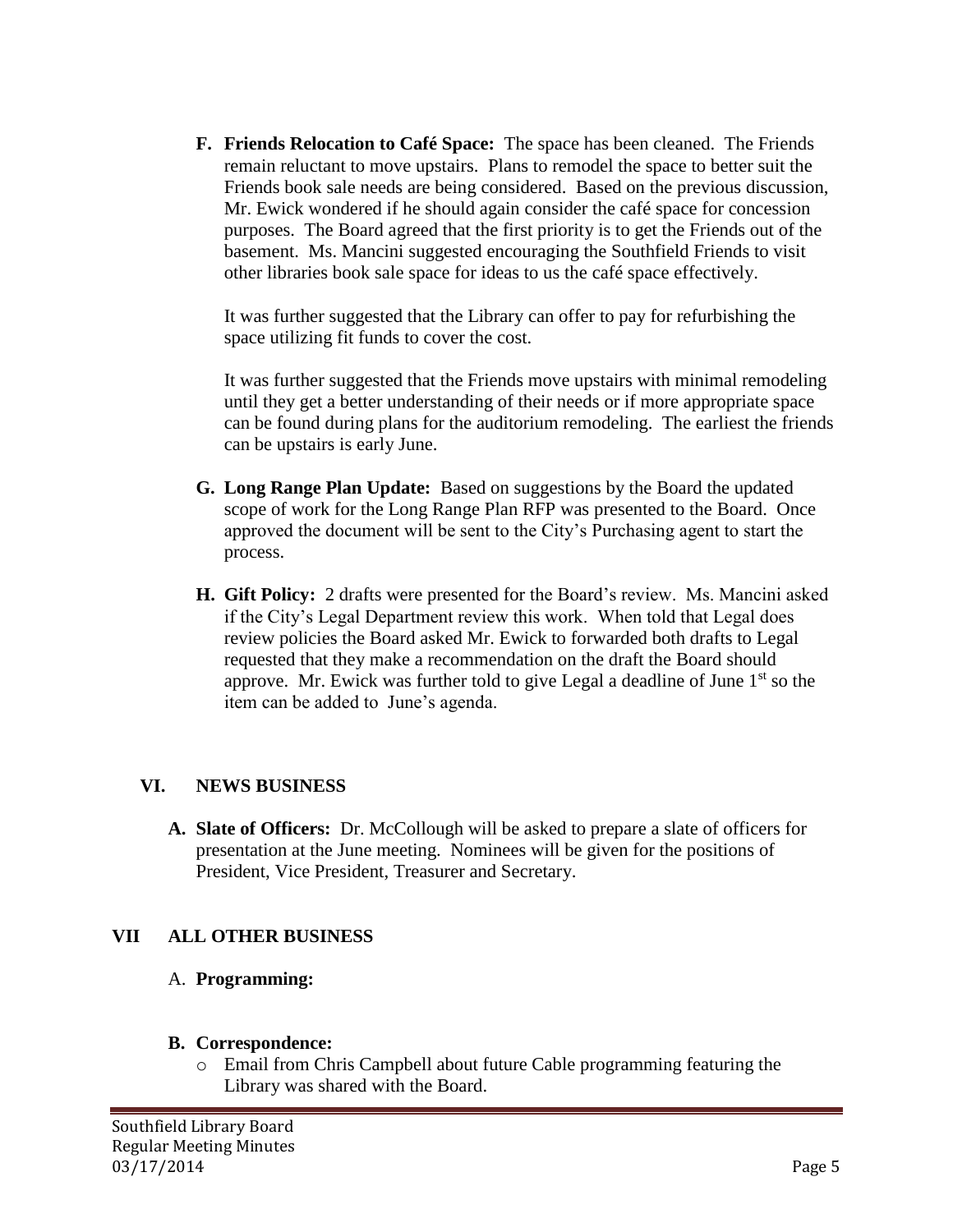F. **Friends Relocation to Café Space:** The space has been cleaned. The Friends remain reluctant to move upstairs. Plans to remodel the space to better suit the Friends book sale needs are being considered. Based on the previous discussion, Mr. Ewick wondered if he should again consider the café space for concession purposes. The Board agreed that the first priority is to get the Friends out of the basement. Ms. Mancini suggested encouraging the Southfield Friends to visit other libraries book sale space for ideas to us the café space effectively.

   It was further suggested that the Library can offer to pay for refurbishing the space utilizing fit funds to cover the cost.

   It was further suggested that the Friends move upstairs with minimal remodeling until they get a better understanding of their needs or if more appropriate space can be found during plans for the auditorium remodeling. The earliest the friends can be upstairs is early June.

G. **Long Range Plan Update:** Based on suggestions by the Board the updated scope of work for the Long Range Plan RFP was presented to the Board. Once approved the document will be sent to the City's Purchasing agent to start the process.

H. **Gift Policy:** 2 drafts were presented for the Board's review. Ms. Mancini asked if the City's Legal Department review this work. When told that Legal does review policies the Board asked Mr. Ewick to forwarded both drafts to Legal requested that they make a recommendation on the draft the Board should approve. Mr. Ewick was further told to give Legal a deadline of June 1st so the item can be added to June's agenda.

## VI. NEWS BUSINESS

A. **Slate of Officers:** Dr. McCollough will be asked to prepare a slate of officers for presentation at the June meeting. Nominees will be given for the positions of President, Vice President, Treasurer and Secretary.

## VII ALL OTHER BUSINESS

A. **Programming:**

B. **Correspondence:**
   - Email from Chris Campbell about future Cable programming featuring the Library was shared with the Board.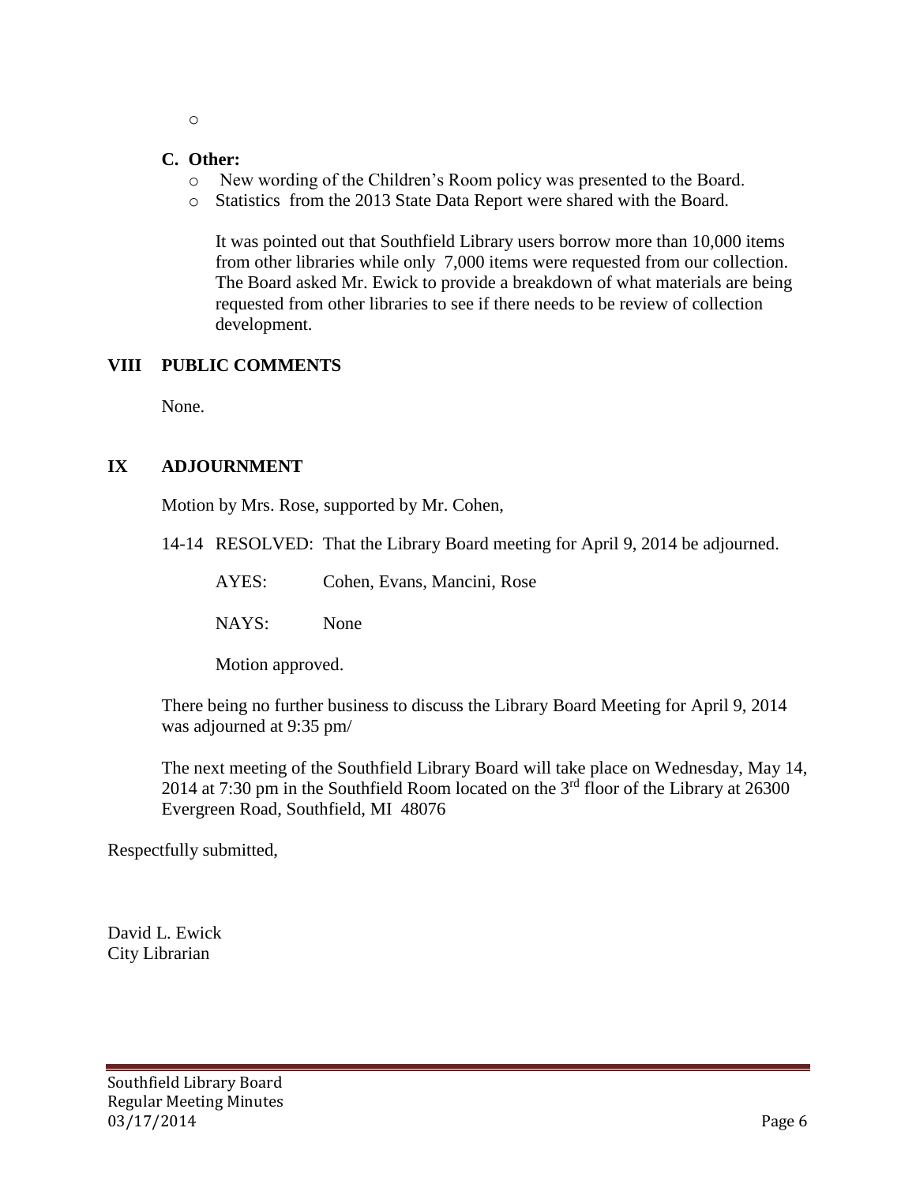- 

**C. Other:**

- New wording of the Children's Room policy was presented to the Board.
- Statistics from the 2013 State Data Report were shared with the Board.

  It was pointed out that Southfield Library users borrow more than 10,000 items from other libraries while only 7,000 items were requested from our collection. The Board asked Mr. Ewick to provide a breakdown of what materials are being requested from other libraries to see if there needs to be review of collection development.

## VIII PUBLIC COMMENTS

None.

## IX ADJOURNMENT

Motion by Mrs. Rose, supported by Mr. Cohen,

14-14 RESOLVED: That the Library Board meeting for April 9, 2014 be adjourned.

AYES: Cohen, Evans, Mancini, Rose

NAYS: None

Motion approved.

There being no further business to discuss the Library Board Meeting for April 9, 2014 was adjourned at 9:35 pm/

The next meeting of the Southfield Library Board will take place on Wednesday, May 14, 2014 at 7:30 pm in the Southfield Room located on the 3rd floor of the Library at 26300 Evergreen Road, Southfield, MI 48076

Respectfully submitted,

David L. Ewick
City Librarian